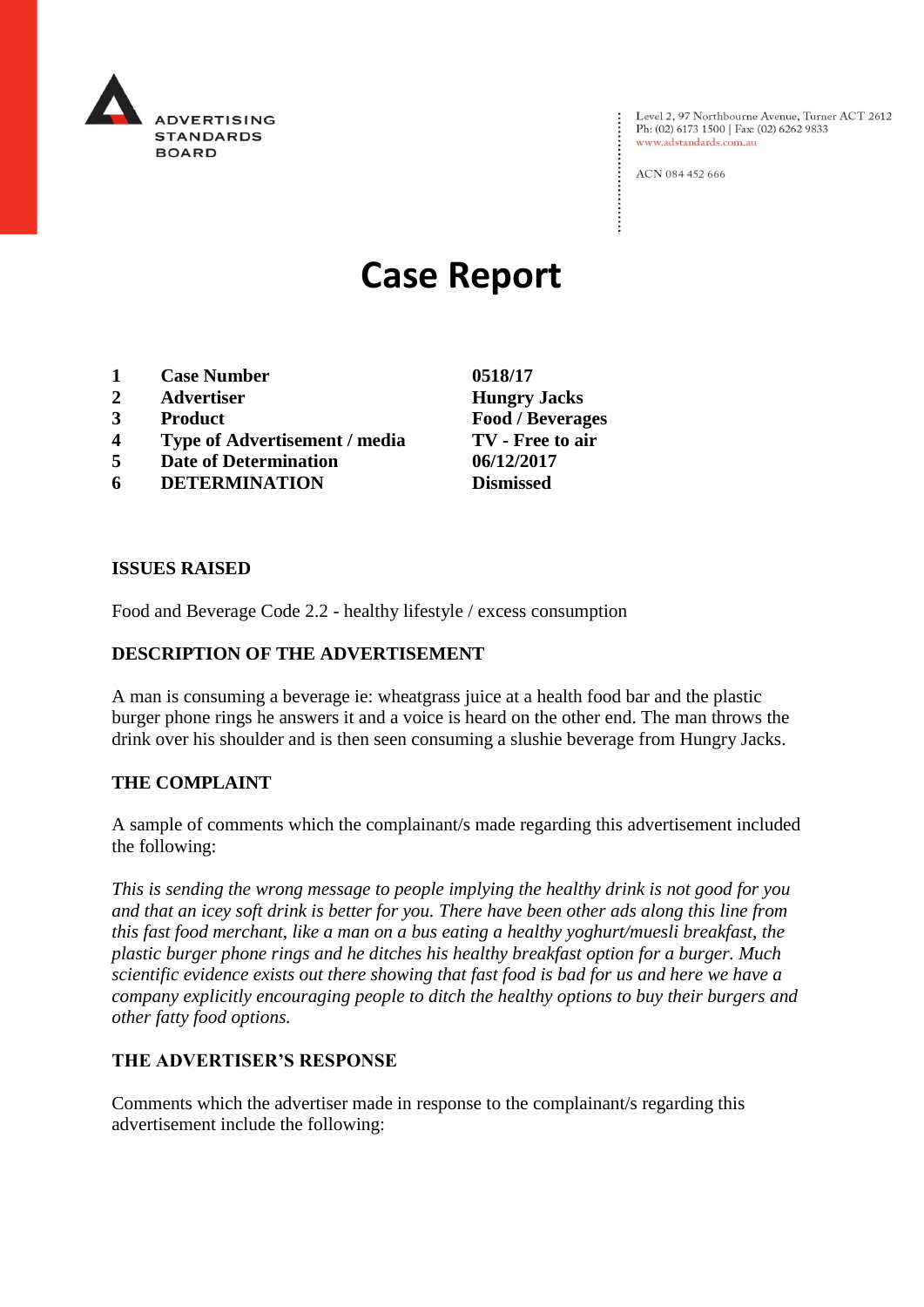ADVERTISING STANDARDS BOARD

Level 2, 97 Northbourne Avenue, Turner ACT 2612
Ph: (02) 6173 1500 | Fax: (02) 6262 9833
www.adstandards.com.au

ACN 084 452 666

# Case Report

| | | |
|---|---|---|
| **1** | **Case Number** | **0518/17** |
| **2** | **Advertiser** | **Hungry Jacks** |
| **3** | **Product** | **Food / Beverages** |
| **4** | **Type of Advertisement / media** | **TV - Free to air** |
| **5** | **Date of Determination** | **06/12/2017** |
| **6** | **DETERMINATION** | **Dismissed** |

**ISSUES RAISED**

Food and Beverage Code 2.2 - healthy lifestyle / excess consumption

**DESCRIPTION OF THE ADVERTISEMENT**

A man is consuming a beverage ie: wheatgrass juice at a health food bar and the plastic burger phone rings he answers it and a voice is heard on the other end. The man throws the drink over his shoulder and is then seen consuming a slushie beverage from Hungry Jacks.

**THE COMPLAINT**

A sample of comments which the complainant/s made regarding this advertisement included the following:

*This is sending the wrong message to people implying the healthy drink is not good for you and that an icey soft drink is better for you. There have been other ads along this line from this fast food merchant, like a man on a bus eating a healthy yoghurt/muesli breakfast, the plastic burger phone rings and he ditches his healthy breakfast option for a burger. Much scientific evidence exists out there showing that fast food is bad for us and here we have a company explicitly encouraging people to ditch the healthy options to buy their burgers and other fatty food options.*

**THE ADVERTISER'S RESPONSE**

Comments which the advertiser made in response to the complainant/s regarding this advertisement include the following: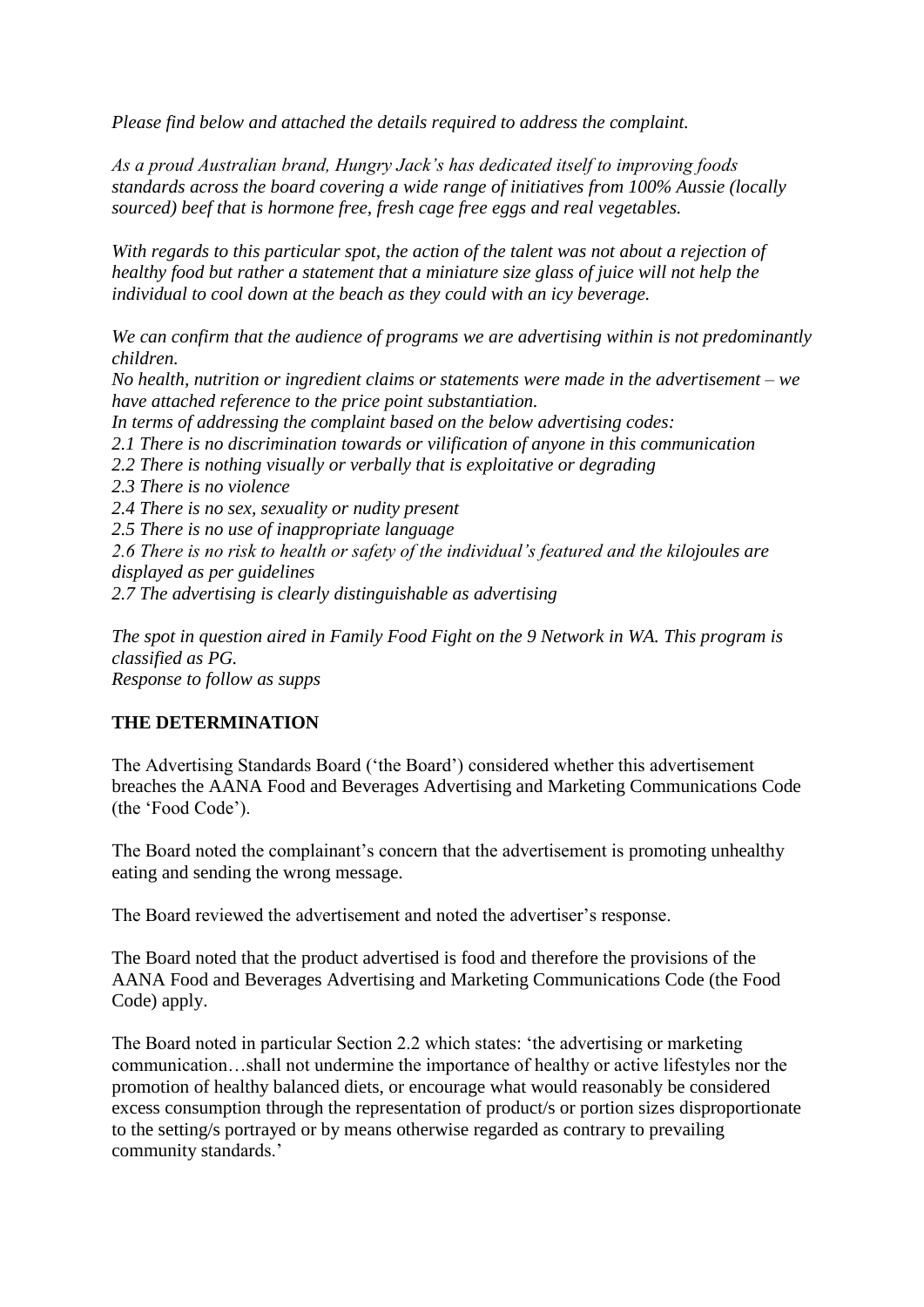*Please find below and attached the details required to address the complaint.*

*As a proud Australian brand, Hungry Jack's has dedicated itself to improving foods standards across the board covering a wide range of initiatives from 100% Aussie (locally sourced) beef that is hormone free, fresh cage free eggs and real vegetables.*

*With regards to this particular spot, the action of the talent was not about a rejection of healthy food but rather a statement that a miniature size glass of juice will not help the individual to cool down at the beach as they could with an icy beverage.*

*We can confirm that the audience of programs we are advertising within is not predominantly children.*
*No health, nutrition or ingredient claims or statements were made in the advertisement – we have attached reference to the price point substantiation.*
*In terms of addressing the complaint based on the below advertising codes:*
*2.1 There is no discrimination towards or vilification of anyone in this communication*
*2.2 There is nothing visually or verbally that is exploitative or degrading*
*2.3 There is no violence*
*2.4 There is no sex, sexuality or nudity present*
*2.5 There is no use of inappropriate language*
*2.6 There is no risk to health or safety of the individual's featured and the kilojoules are displayed as per guidelines*
*2.7 The advertising is clearly distinguishable as advertising*

*The spot in question aired in Family Food Fight on the 9 Network in WA. This program is classified as PG.*
*Response to follow as supps*

**THE DETERMINATION**

The Advertising Standards Board ('the Board') considered whether this advertisement breaches the AANA Food and Beverages Advertising and Marketing Communications Code (the 'Food Code').

The Board noted the complainant's concern that the advertisement is promoting unhealthy eating and sending the wrong message.

The Board reviewed the advertisement and noted the advertiser's response.

The Board noted that the product advertised is food and therefore the provisions of the AANA Food and Beverages Advertising and Marketing Communications Code (the Food Code) apply.

The Board noted in particular Section 2.2 which states: 'the advertising or marketing communication…shall not undermine the importance of healthy or active lifestyles nor the promotion of healthy balanced diets, or encourage what would reasonably be considered excess consumption through the representation of product/s or portion sizes disproportionate to the setting/s portrayed or by means otherwise regarded as contrary to prevailing community standards.'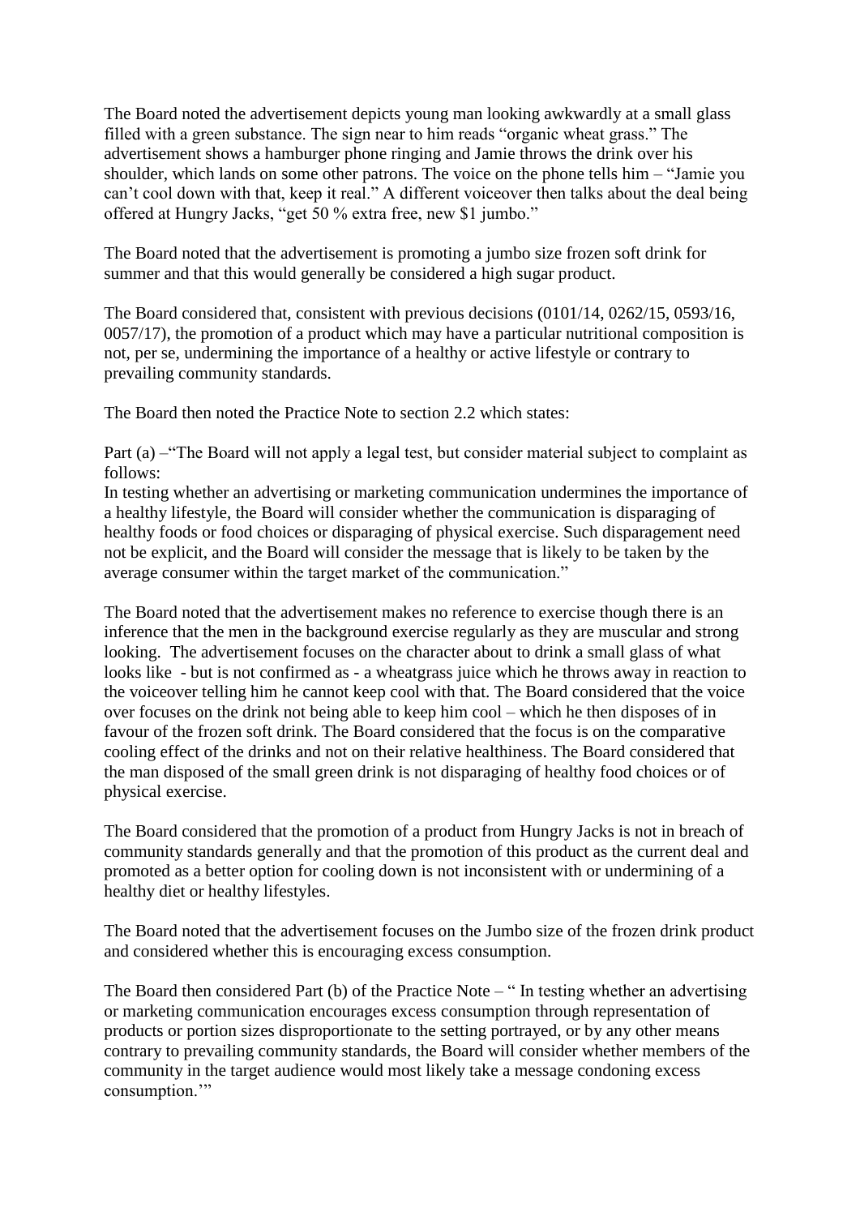The Board noted the advertisement depicts young man looking awkwardly at a small glass filled with a green substance. The sign near to him reads "organic wheat grass." The advertisement shows a hamburger phone ringing and Jamie throws the drink over his shoulder, which lands on some other patrons. The voice on the phone tells him – "Jamie you can't cool down with that, keep it real." A different voiceover then talks about the deal being offered at Hungry Jacks, "get 50 % extra free, new $1 jumbo."

The Board noted that the advertisement is promoting a jumbo size frozen soft drink for summer and that this would generally be considered a high sugar product.

The Board considered that, consistent with previous decisions (0101/14, 0262/15, 0593/16, 0057/17), the promotion of a product which may have a particular nutritional composition is not, per se, undermining the importance of a healthy or active lifestyle or contrary to prevailing community standards.

The Board then noted the Practice Note to section 2.2 which states:

Part (a) –"The Board will not apply a legal test, but consider material subject to complaint as follows:
In testing whether an advertising or marketing communication undermines the importance of a healthy lifestyle, the Board will consider whether the communication is disparaging of healthy foods or food choices or disparaging of physical exercise. Such disparagement need not be explicit, and the Board will consider the message that is likely to be taken by the average consumer within the target market of the communication."

The Board noted that the advertisement makes no reference to exercise though there is an inference that the men in the background exercise regularly as they are muscular and strong looking. The advertisement focuses on the character about to drink a small glass of what looks like - but is not confirmed as - a wheatgrass juice which he throws away in reaction to the voiceover telling him he cannot keep cool with that. The Board considered that the voice over focuses on the drink not being able to keep him cool – which he then disposes of in favour of the frozen soft drink. The Board considered that the focus is on the comparative cooling effect of the drinks and not on their relative healthiness. The Board considered that the man disposed of the small green drink is not disparaging of healthy food choices or of physical exercise.

The Board considered that the promotion of a product from Hungry Jacks is not in breach of community standards generally and that the promotion of this product as the current deal and promoted as a better option for cooling down is not inconsistent with or undermining of a healthy diet or healthy lifestyles.

The Board noted that the advertisement focuses on the Jumbo size of the frozen drink product and considered whether this is encouraging excess consumption.

The Board then considered Part (b) of the Practice Note – " In testing whether an advertising or marketing communication encourages excess consumption through representation of products or portion sizes disproportionate to the setting portrayed, or by any other means contrary to prevailing community standards, the Board will consider whether members of the community in the target audience would most likely take a message condoning excess consumption.'"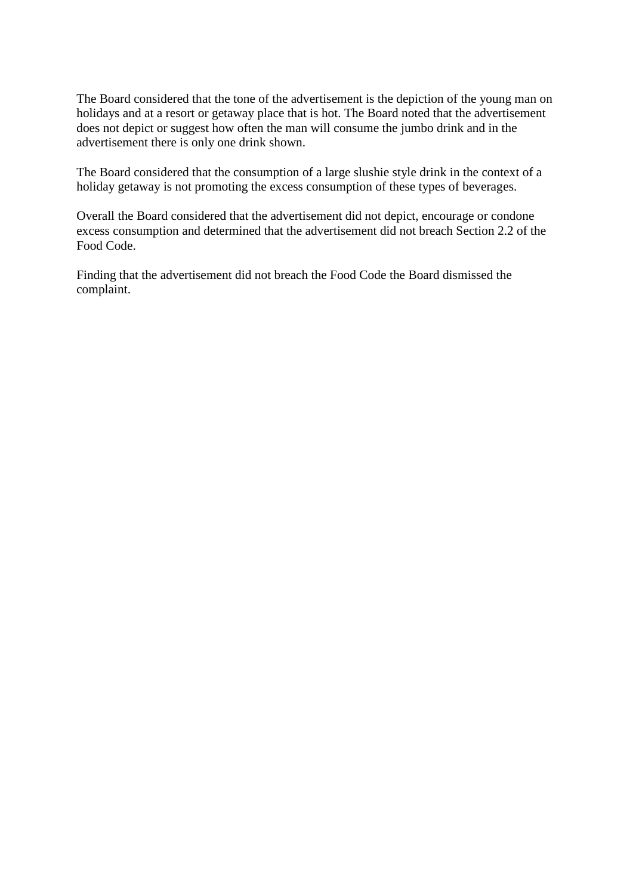The Board considered that the tone of the advertisement is the depiction of the young man on holidays and at a resort or getaway place that is hot. The Board noted that the advertisement does not depict or suggest how often the man will consume the jumbo drink and in the advertisement there is only one drink shown.

The Board considered that the consumption of a large slushie style drink in the context of a holiday getaway is not promoting the excess consumption of these types of beverages.

Overall the Board considered that the advertisement did not depict, encourage or condone excess consumption and determined that the advertisement did not breach Section 2.2 of the Food Code.

Finding that the advertisement did not breach the Food Code the Board dismissed the complaint.